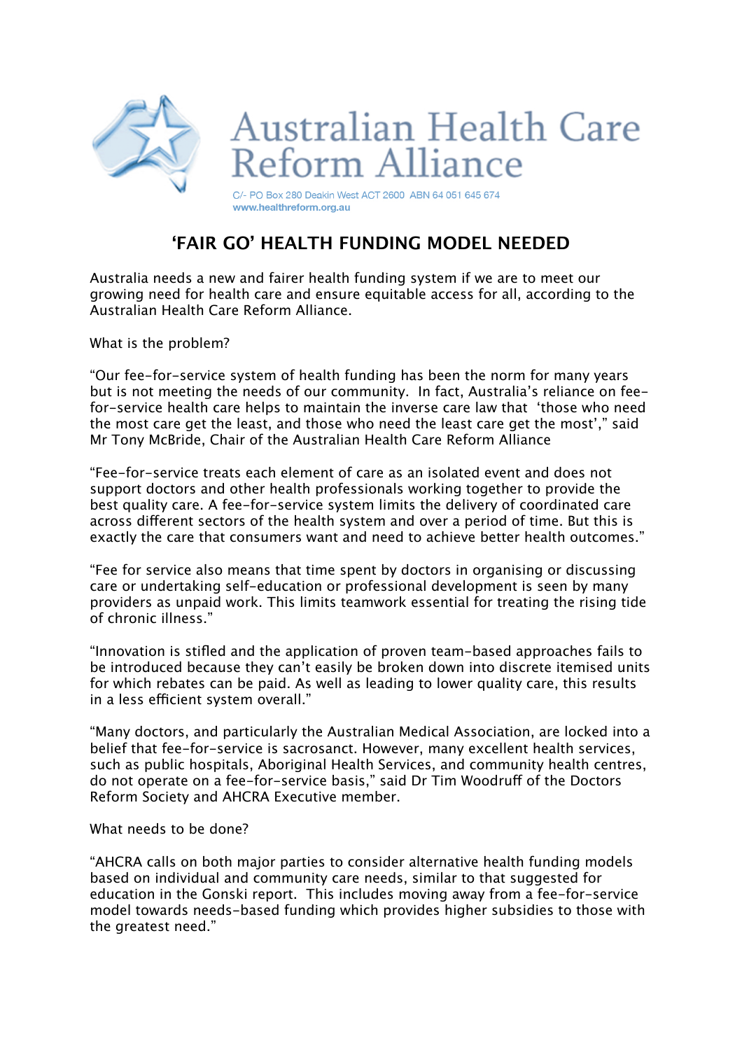Australian Health Care Reform Alliance

C/- PO Box 280 Deakin West ACT 2600 ABN 64 051 645 674
www.healthreform.org.au

# 'FAIR GO' HEALTH FUNDING MODEL NEEDED

Australia needs a new and fairer health funding system if we are to meet our growing need for health care and ensure equitable access for all, according to the Australian Health Care Reform Alliance.

What is the problem?

"Our fee-for-service system of health funding has been the norm for many years but is not meeting the needs of our community. In fact, Australia's reliance on fee-for-service health care helps to maintain the inverse care law that 'those who need the most care get the least, and those who need the least care get the most'," said Mr Tony McBride, Chair of the Australian Health Care Reform Alliance

"Fee-for-service treats each element of care as an isolated event and does not support doctors and other health professionals working together to provide the best quality care. A fee-for-service system limits the delivery of coordinated care across different sectors of the health system and over a period of time. But this is exactly the care that consumers want and need to achieve better health outcomes."

"Fee for service also means that time spent by doctors in organising or discussing care or undertaking self-education or professional development is seen by many providers as unpaid work. This limits teamwork essential for treating the rising tide of chronic illness."

"Innovation is stifled and the application of proven team-based approaches fails to be introduced because they can't easily be broken down into discrete itemised units for which rebates can be paid. As well as leading to lower quality care, this results in a less efficient system overall."

"Many doctors, and particularly the Australian Medical Association, are locked into a belief that fee-for-service is sacrosanct. However, many excellent health services, such as public hospitals, Aboriginal Health Services, and community health centres, do not operate on a fee-for-service basis," said Dr Tim Woodruff of the Doctors Reform Society and AHCRA Executive member.

What needs to be done?

"AHCRA calls on both major parties to consider alternative health funding models based on individual and community care needs, similar to that suggested for education in the Gonski report. This includes moving away from a fee-for-service model towards needs-based funding which provides higher subsidies to those with the greatest need."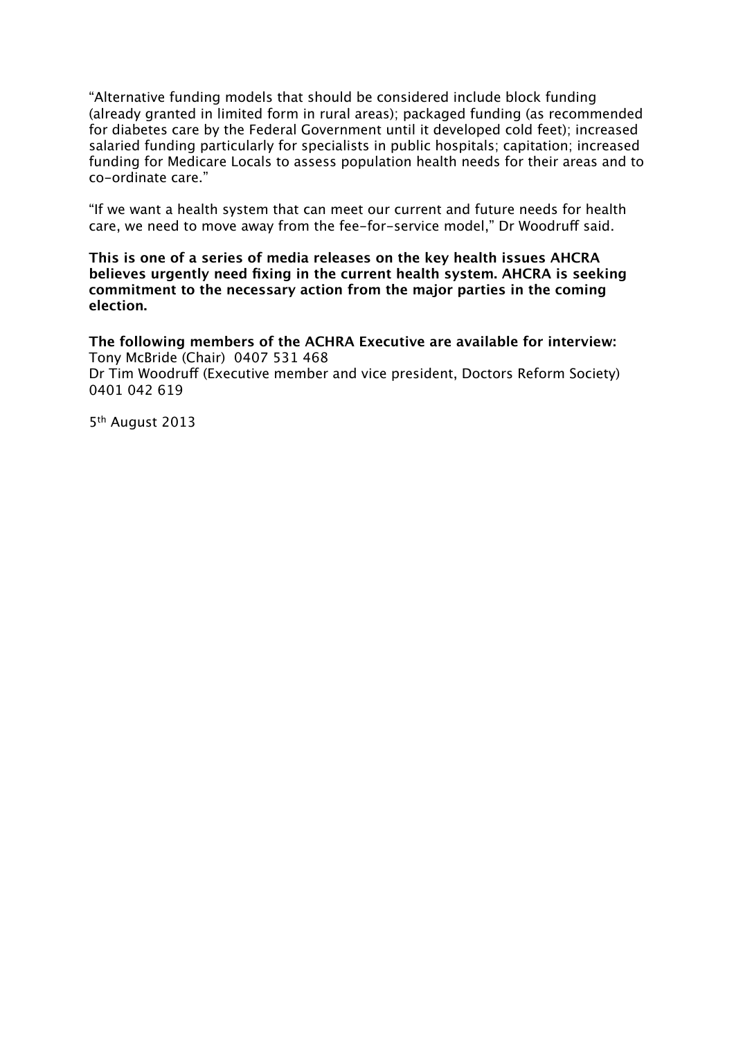"Alternative funding models that should be considered include block funding (already granted in limited form in rural areas); packaged funding (as recommended for diabetes care by the Federal Government until it developed cold feet); increased salaried funding particularly for specialists in public hospitals; capitation; increased funding for Medicare Locals to assess population health needs for their areas and to co-ordinate care."

"If we want a health system that can meet our current and future needs for health care, we need to move away from the fee-for-service model," Dr Woodruff said.

**This is one of a series of media releases on the key health issues AHCRA believes urgently need fixing in the current health system. AHCRA is seeking commitment to the necessary action from the major parties in the coming election.**

**The following members of the ACHRA Executive are available for interview:**
Tony McBride (Chair) 0407 531 468
Dr Tim Woodruff (Executive member and vice president, Doctors Reform Society) 0401 042 619

5th August 2013